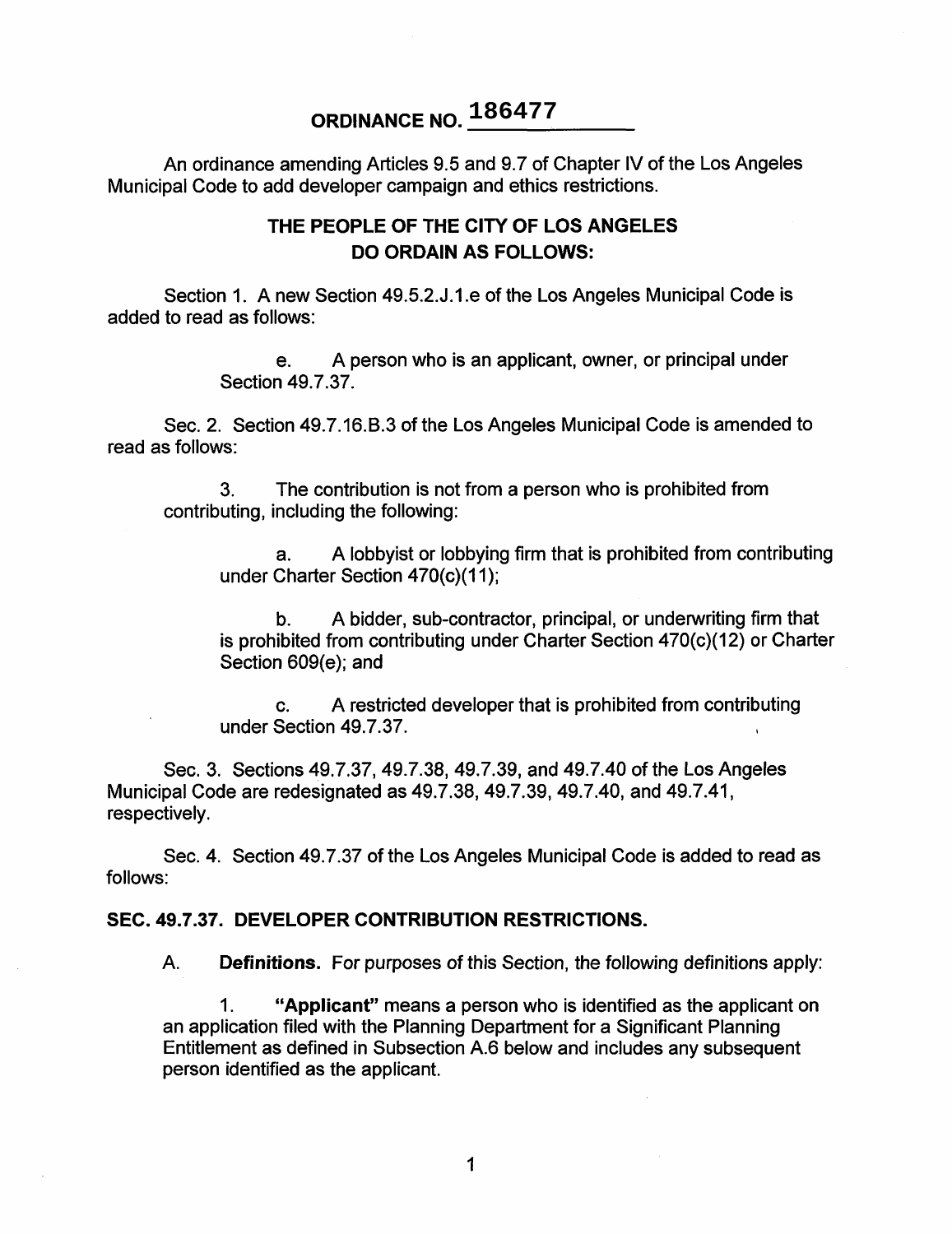# ORDINANCE NO. 186477

An ordinance amending Articles 9.5 and 9.7 of Chapter IV of the Los Angeles Municipal Code to add developer campaign and ethics restrictions.

## THE PEOPLE OF THE CITY OF LOS ANGELES DO ORDAIN AS FOLLOWS:

Section 1. A new Section 49.5.2.J.1.e of the Los Angeles Municipal Code is added to read as follows:

> e. A person who is an applicant, owner, or principal under Section 49.7.37.

Sec. 2. Section 49.7.16.B.3 of the Los Angeles Municipal Code is amended to read as follows:

> 3. The contribution is not from a person who is prohibited from contributing, including the following:
>
> > a. A lobbyist or lobbying firm that is prohibited from contributing under Charter Section 470(c)(11);
> >
> > b. A bidder, sub-contractor, principal, or underwriting firm that is prohibited from contributing under Charter Section 470(c)(12) or Charter Section 609(e); and
> >
> > c. A restricted developer that is prohibited from contributing under Section 49.7.37.

Sec. 3. Sections 49.7.37, 49.7.38, 49.7.39, and 49.7.40 of the Los Angeles Municipal Code are redesignated as 49.7.38, 49.7.39, 49.7.40, and 49.7.41, respectively.

Sec. 4. Section 49.7.37 of the Los Angeles Municipal Code is added to read as follows:

### SEC. 49.7.37. DEVELOPER CONTRIBUTION RESTRICTIONS.

A. **Definitions.** For purposes of this Section, the following definitions apply:

1. **"Applicant"** means a person who is identified as the applicant on an application filed with the Planning Department for a Significant Planning Entitlement as defined in Subsection A.6 below and includes any subsequent person identified as the applicant.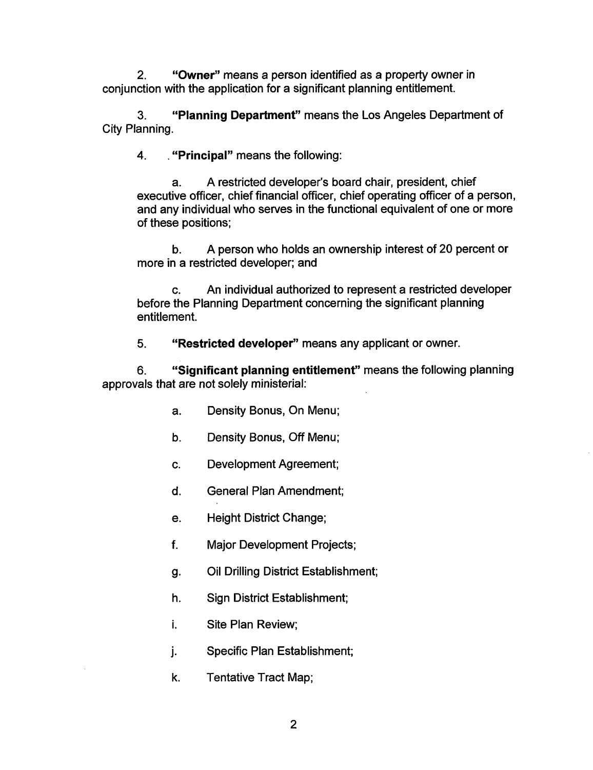2. **"Owner"** means a person identified as a property owner in conjunction with the application for a significant planning entitlement.

3. **"Planning Department"** means the Los Angeles Department of City Planning.

4. **"Principal"** means the following:

   a. A restricted developer's board chair, president, chief executive officer, chief financial officer, chief operating officer of a person, and any individual who serves in the functional equivalent of one or more of these positions;

   b. A person who holds an ownership interest of 20 percent or more in a restricted developer; and

   c. An individual authorized to represent a restricted developer before the Planning Department concerning the significant planning entitlement.

5. **"Restricted developer"** means any applicant or owner.

6. **"Significant planning entitlement"** means the following planning approvals that are not solely ministerial:

   a. Density Bonus, On Menu;

   b. Density Bonus, Off Menu;

   c. Development Agreement;

   d. General Plan Amendment;

   e. Height District Change;

   f. Major Development Projects;

   g. Oil Drilling District Establishment;

   h. Sign District Establishment;

   i. Site Plan Review;

   j. Specific Plan Establishment;

   k. Tentative Tract Map;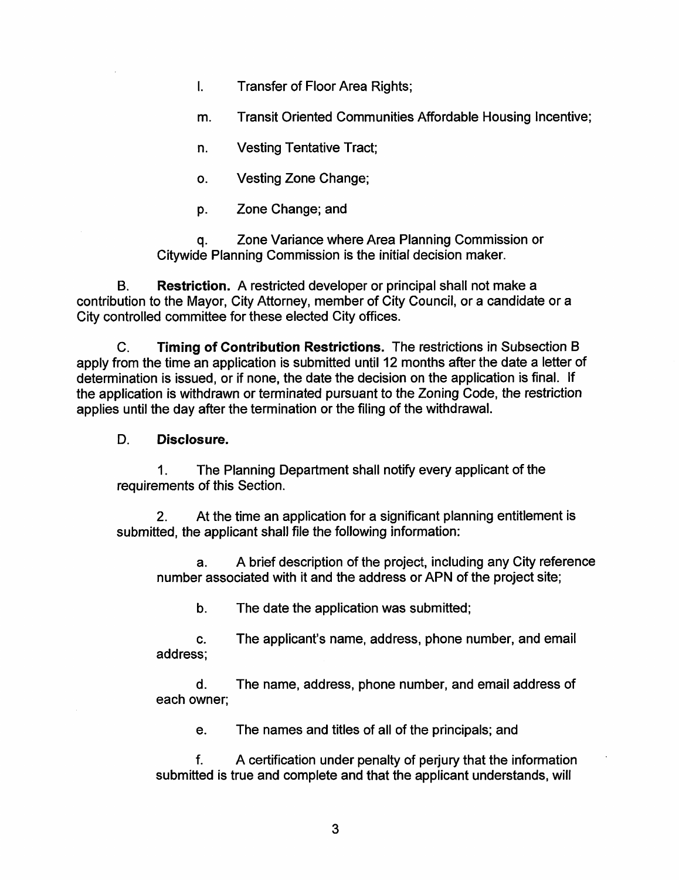l. Transfer of Floor Area Rights;

m. Transit Oriented Communities Affordable Housing Incentive;

n. Vesting Tentative Tract;

o. Vesting Zone Change;

p. Zone Change; and

q. Zone Variance where Area Planning Commission or Citywide Planning Commission is the initial decision maker.

B. **Restriction.** A restricted developer or principal shall not make a contribution to the Mayor, City Attorney, member of City Council, or a candidate or a City controlled committee for these elected City offices.

C. **Timing of Contribution Restrictions.** The restrictions in Subsection B apply from the time an application is submitted until 12 months after the date a letter of determination is issued, or if none, the date the decision on the application is final. If the application is withdrawn or terminated pursuant to the Zoning Code, the restriction applies until the day after the termination or the filing of the withdrawal.

D. **Disclosure.**

1. The Planning Department shall notify every applicant of the requirements of this Section.

2. At the time an application for a significant planning entitlement is submitted, the applicant shall file the following information:

a. A brief description of the project, including any City reference number associated with it and the address or APN of the project site;

b. The date the application was submitted;

c. The applicant's name, address, phone number, and email address;

d. The name, address, phone number, and email address of each owner;

e. The names and titles of all of the principals; and

f. A certification under penalty of perjury that the information submitted is true and complete and that the applicant understands, will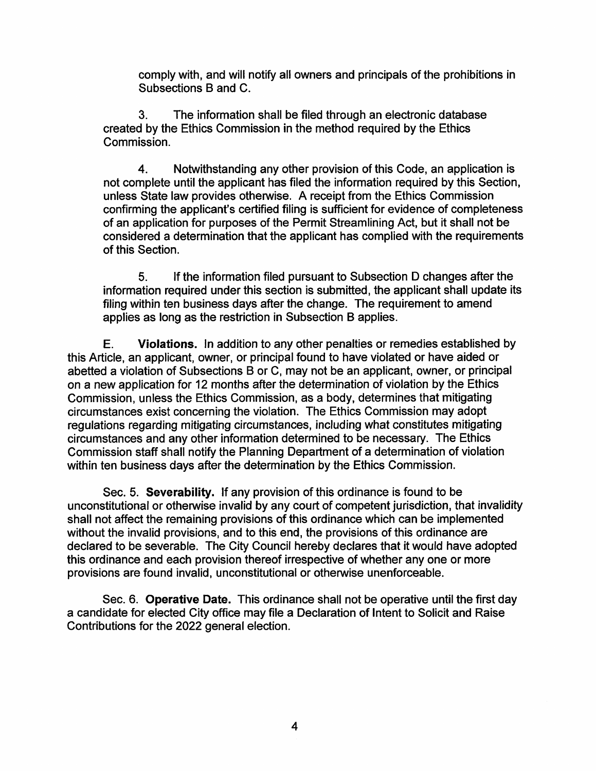comply with, and will notify all owners and principals of the prohibitions in Subsections B and C.

3. The information shall be filed through an electronic database created by the Ethics Commission in the method required by the Ethics Commission.

4. Notwithstanding any other provision of this Code, an application is not complete until the applicant has filed the information required by this Section, unless State law provides otherwise. A receipt from the Ethics Commission confirming the applicant's certified filing is sufficient for evidence of completeness of an application for purposes of the Permit Streamlining Act, but it shall not be considered a determination that the applicant has complied with the requirements of this Section.

5. If the information filed pursuant to Subsection D changes after the information required under this section is submitted, the applicant shall update its filing within ten business days after the change. The requirement to amend applies as long as the restriction in Subsection B applies.

E. **Violations.** In addition to any other penalties or remedies established by this Article, an applicant, owner, or principal found to have violated or have aided or abetted a violation of Subsections B or C, may not be an applicant, owner, or principal on a new application for 12 months after the determination of violation by the Ethics Commission, unless the Ethics Commission, as a body, determines that mitigating circumstances exist concerning the violation. The Ethics Commission may adopt regulations regarding mitigating circumstances, including what constitutes mitigating circumstances and any other information determined to be necessary. The Ethics Commission staff shall notify the Planning Department of a determination of violation within ten business days after the determination by the Ethics Commission.

Sec. 5. **Severability.** If any provision of this ordinance is found to be unconstitutional or otherwise invalid by any court of competent jurisdiction, that invalidity shall not affect the remaining provisions of this ordinance which can be implemented without the invalid provisions, and to this end, the provisions of this ordinance are declared to be severable. The City Council hereby declares that it would have adopted this ordinance and each provision thereof irrespective of whether any one or more provisions are found invalid, unconstitutional or otherwise unenforceable.

Sec. 6. **Operative Date.** This ordinance shall not be operative until the first day a candidate for elected City office may file a Declaration of Intent to Solicit and Raise Contributions for the 2022 general election.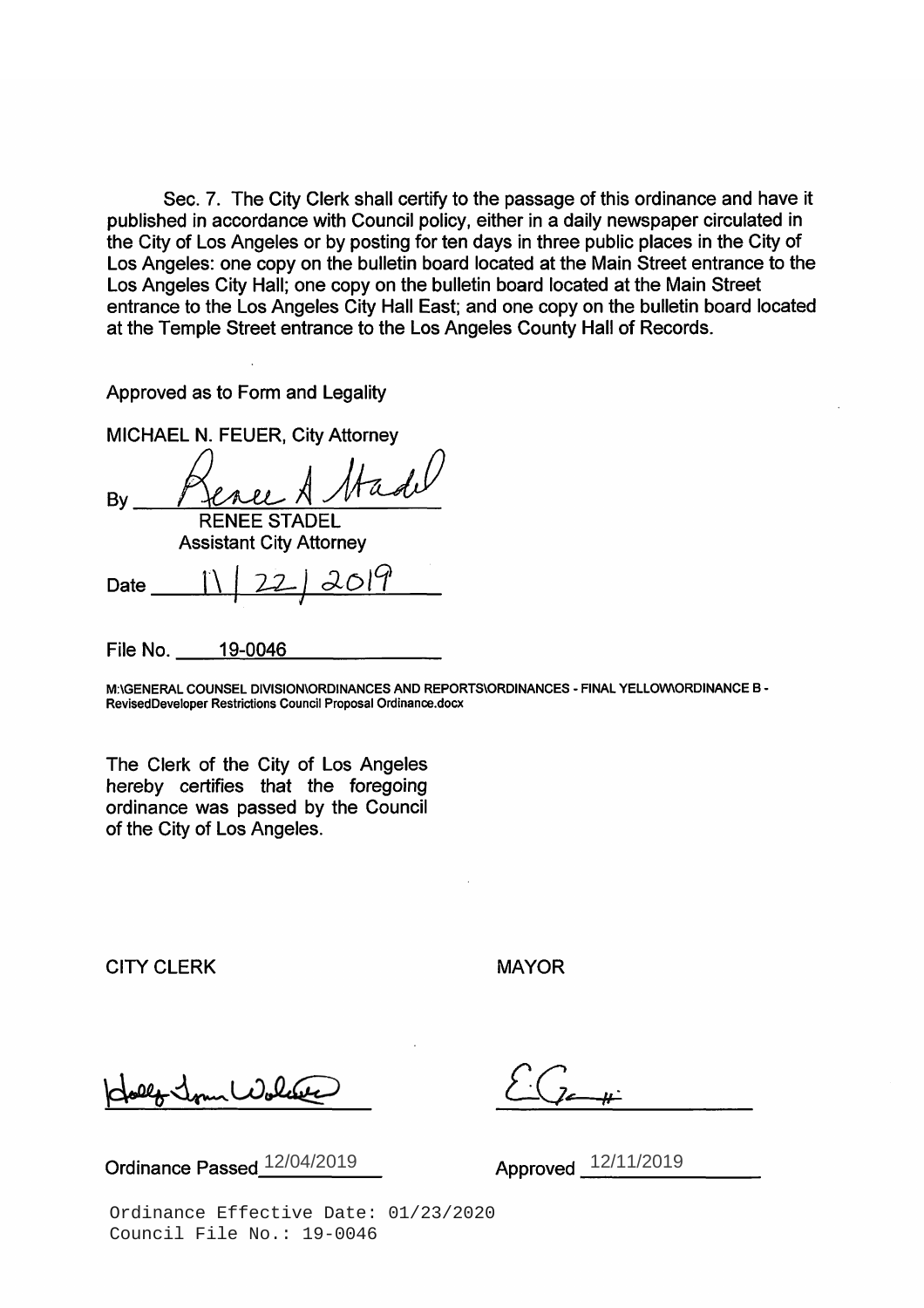Sec. 7. The City Clerk shall certify to the passage of this ordinance and have it published in accordance with Council policy, either in a daily newspaper circulated in the City of Los Angeles or by posting for ten days in three public places in the City of Los Angeles: one copy on the bulletin board located at the Main Street entrance to the Los Angeles City Hall; one copy on the bulletin board located at the Main Street entrance to the Los Angeles City Hall East; and one copy on the bulletin board located at the Temple Street entrance to the Los Angeles County Hall of Records.

Approved as to Form and Legality

MICHAEL N. FEUER, City Attorney

By Renee A Stadel
RENEE STADEL
Assistant City Attorney

Date 11/22/2019

File No. 19-0046

M:\GENERAL COUNSEL DIVISION\ORDINANCES AND REPORTS\ORDINANCES - FINAL YELLOW\ORDINANCE B - RevisedDeveloper Restrictions Council Proposal Ordinance.docx

The Clerk of the City of Los Angeles hereby certifies that the foregoing ordinance was passed by the Council of the City of Los Angeles.

CITY CLERK

Holly Jean Wolcott

Ordinance Passed 12/04/2019

MAYOR

E. G. Jr.

Approved 12/11/2019

Ordinance Effective Date: 01/23/2020
Council File No.: 19-0046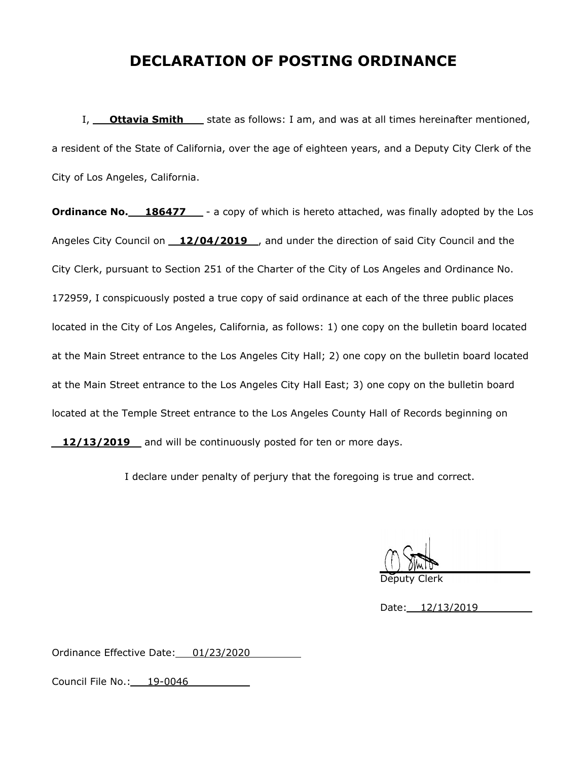# DECLARATION OF POSTING ORDINANCE

I, **Ottavia Smith** state as follows: I am, and was at all times hereinafter mentioned, a resident of the State of California, over the age of eighteen years, and a Deputy City Clerk of the City of Los Angeles, California.

**Ordinance No. 186477** - a copy of which is hereto attached, was finally adopted by the Los Angeles City Council on **12/04/2019**, and under the direction of said City Council and the City Clerk, pursuant to Section 251 of the Charter of the City of Los Angeles and Ordinance No. 172959, I conspicuously posted a true copy of said ordinance at each of the three public places located in the City of Los Angeles, California, as follows: 1) one copy on the bulletin board located at the Main Street entrance to the Los Angeles City Hall; 2) one copy on the bulletin board located at the Main Street entrance to the Los Angeles City Hall East; 3) one copy on the bulletin board located at the Temple Street entrance to the Los Angeles County Hall of Records beginning on **12/13/2019** and will be continuously posted for ten or more days.

I declare under penalty of perjury that the foregoing is true and correct.

Deputy Clerk

Date: 12/13/2019

Ordinance Effective Date: 01/23/2020

Council File No.: 19-0046